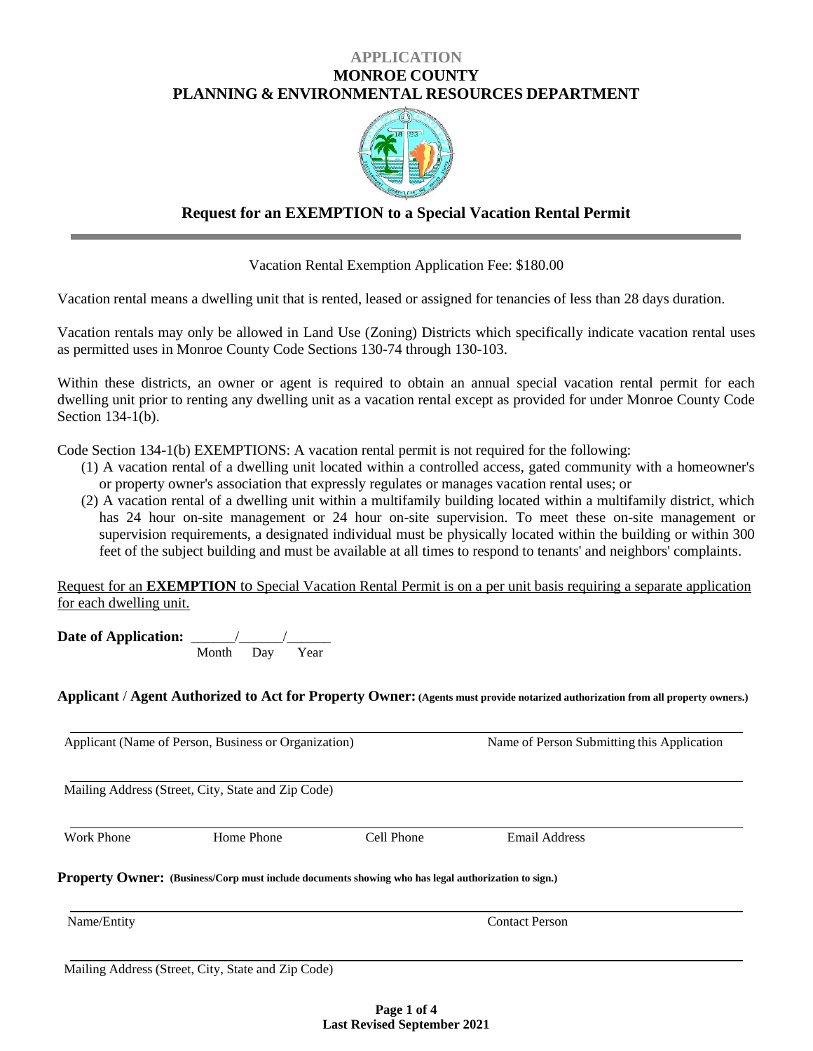# APPLICATION
# MONROE COUNTY
# PLANNING & ENVIRONMENTAL RESOURCES DEPARTMENT

## Request for an EXEMPTION to a Special Vacation Rental Permit

Vacation Rental Exemption Application Fee: $180.00

Vacation rental means a dwelling unit that is rented, leased or assigned for tenancies of less than 28 days duration.

Vacation rentals may only be allowed in Land Use (Zoning) Districts which specifically indicate vacation rental uses as permitted uses in Monroe County Code Sections 130-74 through 130-103.

Within these districts, an owner or agent is required to obtain an annual special vacation rental permit for each dwelling unit prior to renting any dwelling unit as a vacation rental except as provided for under Monroe County Code Section 134-1(b).

Code Section 134-1(b) EXEMPTIONS: A vacation rental permit is not required for the following:

(1) A vacation rental of a dwelling unit located within a controlled access, gated community with a homeowner's or property owner's association that expressly regulates or manages vacation rental uses; or

(2) A vacation rental of a dwelling unit within a multifamily building located within a multifamily district, which has 24 hour on-site management or 24 hour on-site supervision. To meet these on-site management or supervision requirements, a designated individual must be physically located within the building or within 300 feet of the subject building and must be available at all times to respond to tenants' and neighbors' complaints.

<u>Request for an **EXEMPTION** to Special Vacation Rental Permit is on a per unit basis requiring a separate application for each dwelling unit.</u>

**Date of Application:** ______/______/______
Month Day Year

**Applicant / Agent Authorized to Act for Property Owner:** **(Agents must provide notarized authorization from all property owners.)**

Applicant (Name of Person, Business or Organization) ______________________ Name of Person Submitting this Application ______________________

Mailing Address (Street, City, State and Zip Code) ______________________

Work Phone ____________ Home Phone ____________ Cell Phone ____________ Email Address ____________

**Property Owner:** **(Business/Corp must include documents showing who has legal authorization to sign.)**

Name/Entity ______________________ Contact Person ______________________

Mailing Address (Street, City, State and Zip Code) ______________________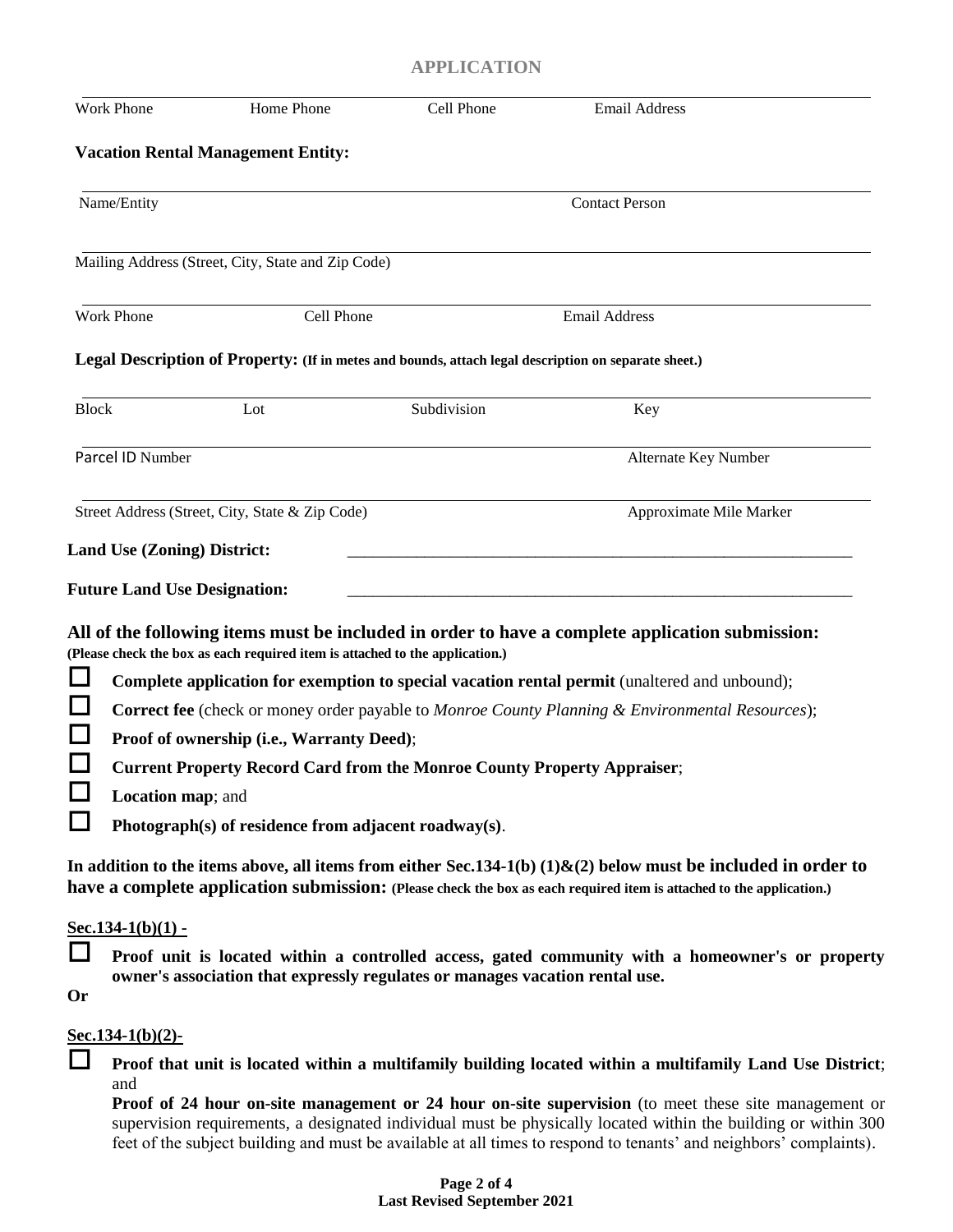## APPLICATION

Work Phone Home Phone Cell Phone Email Address

**Vacation Rental Management Entity:**

Name/Entity Contact Person

Mailing Address (Street, City, State and Zip Code)

Work Phone Cell Phone Email Address

**Legal Description of Property: (If in metes and bounds, attach legal description on separate sheet.)**

Block Lot Subdivision Key

Parcel ID Number Alternate Key Number

Street Address (Street, City, State & Zip Code) Approximate Mile Marker

**Land Use (Zoning) District:** \_\_\_\_\_\_\_\_\_\_\_\_\_\_\_\_\_\_\_\_\_\_\_\_\_\_\_\_\_\_\_\_\_\_\_\_\_\_\_\_\_\_\_\_\_\_\_\_\_\_\_\_\_\_\_\_\_\_\_\_\_\_

**Future Land Use Designation:** \_\_\_\_\_\_\_\_\_\_\_\_\_\_\_\_\_\_\_\_\_\_\_\_\_\_\_\_\_\_\_\_\_\_\_\_\_\_\_\_\_\_\_\_\_\_\_\_\_\_\_\_\_\_\_\_\_\_\_\_\_\_

**All of the following items must be included in order to have a complete application submission:**
**(Please check the box as each required item is attached to the application.)**

- ☐ **Complete application for exemption to special vacation rental permit** (unaltered and unbound);
- ☐ **Correct fee** (check or money order payable to *Monroe County Planning & Environmental Resources*);
- ☐ **Proof of ownership (i.e., Warranty Deed)**;
- ☐ **Current Property Record Card from the Monroe County Property Appraiser**;
- ☐ **Location map**; and
- ☐ **Photograph(s) of residence from adjacent roadway(s)**.

**In addition to the items above, all items from either Sec.134-1(b) (1)&(2) below must be included in order to have a complete application submission: (Please check the box as each required item is attached to the application.)**

**Sec.134-1(b)(1) -**

- ☐ **Proof unit is located within a controlled access, gated community with a homeowner's or property owner's association that expressly regulates or manages vacation rental use.**

**Or**

**Sec.134-1(b)(2)-**

- ☐ **Proof that unit is located within a multifamily building located within a multifamily Land Use District**; and

  **Proof of 24 hour on-site management or 24 hour on-site supervision** (to meet these site management or supervision requirements, a designated individual must be physically located within the building or within 300 feet of the subject building and must be available at all times to respond to tenants' and neighbors' complaints).

**Last Revised September 2021**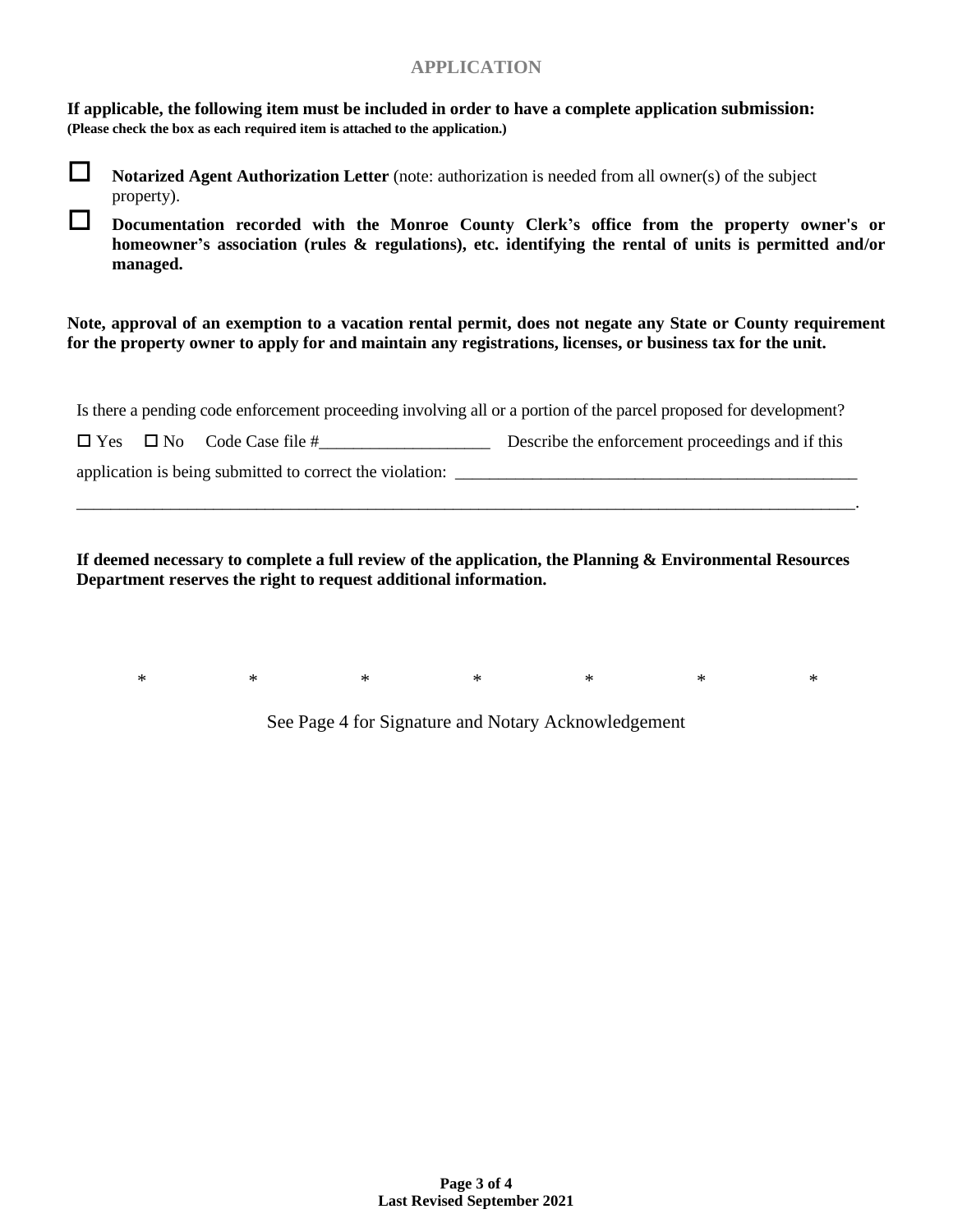## APPLICATION

**If applicable, the following item must be included in order to have a complete application submission:**
**(Please check the box as each required item is attached to the application.)**

- ☐ **Notarized Agent Authorization Letter** (note: authorization is needed from all owner(s) of the subject property).
- ☐ **Documentation recorded with the Monroe County Clerk's office from the property owner's or homeowner's association (rules & regulations), etc. identifying the rental of units is permitted and/or managed.**

**Note, approval of an exemption to a vacation rental permit, does not negate any State or County requirement for the property owner to apply for and maintain any registrations, licenses, or business tax for the unit.**

Is there a pending code enforcement proceeding involving all or a portion of the parcel proposed for development?

☐ Yes ☐ No Code Case file #____________________ Describe the enforcement proceedings and if this application is being submitted to correct the violation: _______________________________________________

_______________________________________________________________________________________________.

**If deemed necessary to complete a full review of the application, the Planning & Environmental Resources Department reserves the right to request additional information.**

* * * * * * *

See Page 4 for Signature and Notary Acknowledgement

Last Revised September 2021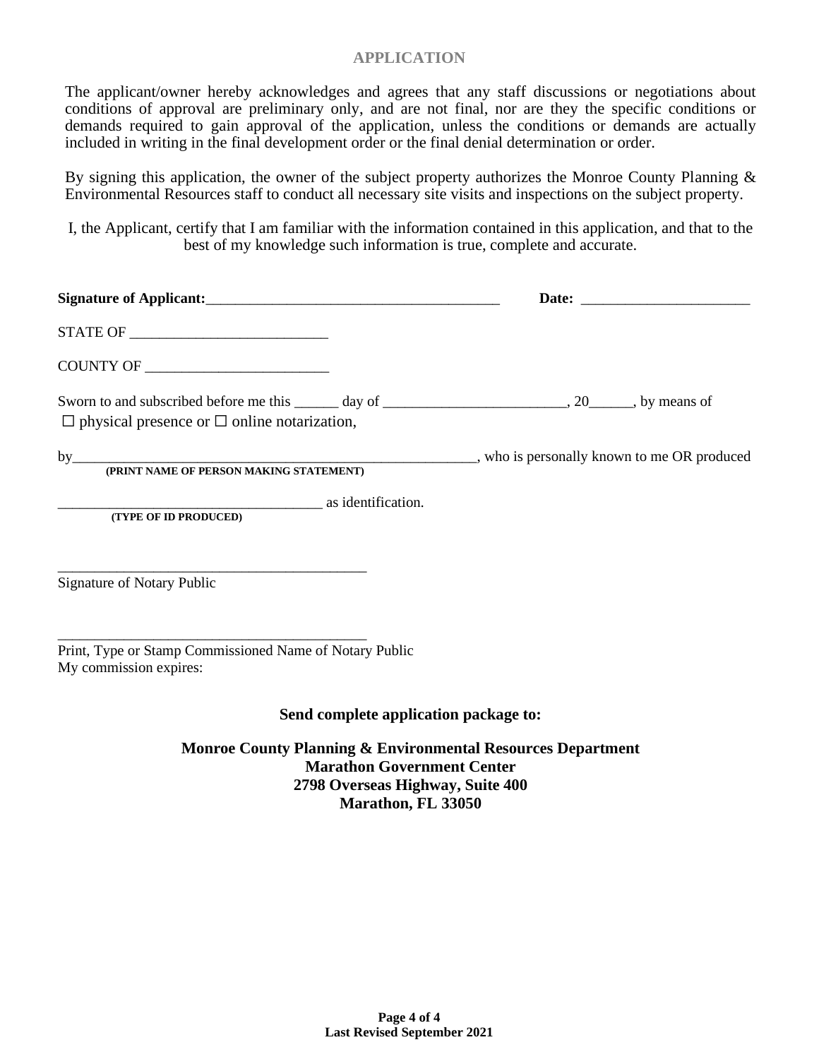## APPLICATION

The applicant/owner hereby acknowledges and agrees that any staff discussions or negotiations about conditions of approval are preliminary only, and are not final, nor are they the specific conditions or demands required to gain approval of the application, unless the conditions or demands are actually included in writing in the final development order or the final denial determination or order.

By signing this application, the owner of the subject property authorizes the Monroe County Planning & Environmental Resources staff to conduct all necessary site visits and inspections on the subject property.

I, the Applicant, certify that I am familiar with the information contained in this application, and that to the best of my knowledge such information is true, complete and accurate.

**Signature of Applicant:**_______________________________________ **Date:** ______________________

STATE OF __________________________

COUNTY OF ________________________

Sworn to and subscribed before me this ______ day of _________________________, 20______, by means of ☐ physical presence or ☐ online notarization,

by________________________________________________________, who is personally known to me OR produced
**(PRINT NAME OF PERSON MAKING STATEMENT)**

___________________________________ as identification.
**(TYPE OF ID PRODUCED)**

___________________________________________
Signature of Notary Public

___________________________________________
Print, Type or Stamp Commissioned Name of Notary Public
My commission expires:

**Send complete application package to:**

**Monroe County Planning & Environmental Resources Department**
**Marathon Government Center**
**2798 Overseas Highway, Suite 400**
**Marathon, FL 33050**

**Last Revised September 2021**